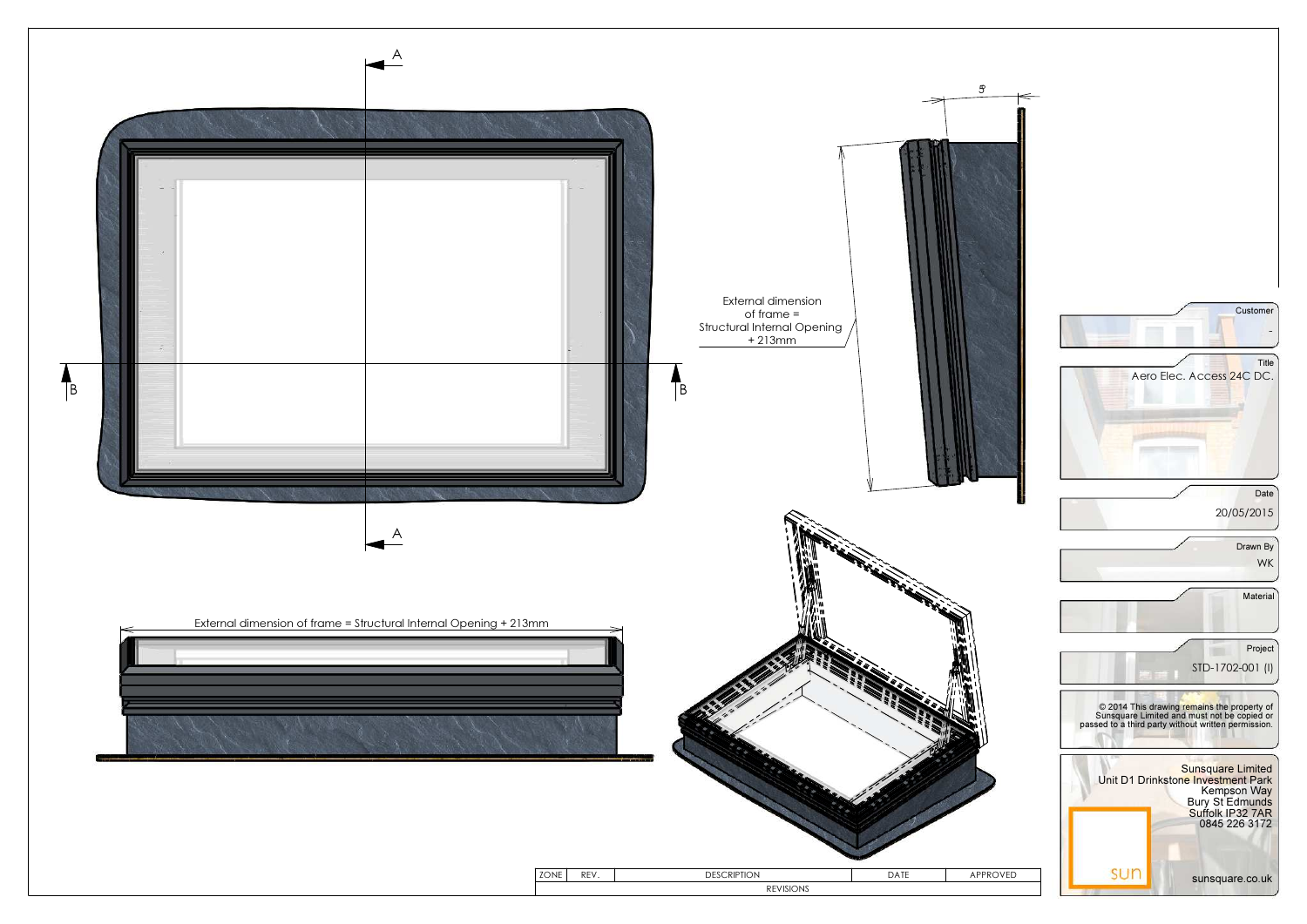A

A

B

B

External dimension of frame = Structural Internal Opening + 213mm

5°

External dimension of frame = Structural Internal Opening + 213mm

| ZONE | REV. | DESCRIPTION | DATE | APPROVED |
| --- | --- | --- | --- | --- |
| REVISIONS | | | | |

Customer

-

Title

Aero Elec. Access 24C DC.

Date

20/05/2015

Drawn By

WK

Material

Project

STD-1702-001 (I)

© 2014 This drawing remains the property of Sunsquare Limited and must not be copied or passed to a third party without written permission.

Sunsquare Limited
Unit D1 Drinkstone Investment Park
Kempson Way
Bury St Edmunds
Suffolk IP32 7AR
0845 226 3172

sun

sunsquare.co.uk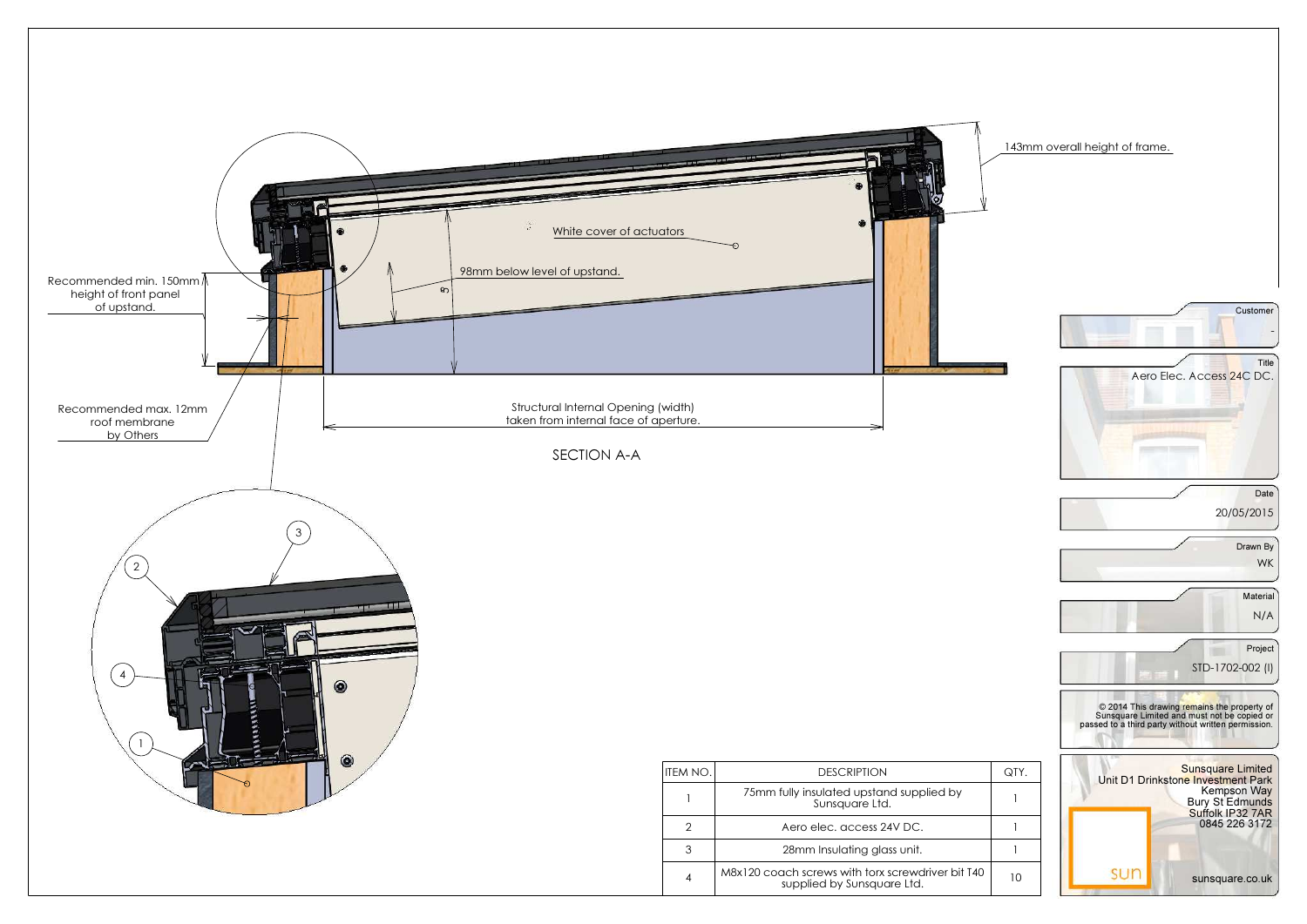143mm overall height of frame.

White cover of actuators

98mm below level of upstand.

Recommended min. 150mm height of front panel of upstand.

Recommended max. 12mm roof membrane by Others

Structural Internal Opening (width) taken from internal face of aperture.

SECTION A-A

| ITEM NO. | DESCRIPTION | QTY. |
| --- | --- | --- |
| 1 | 75mm fully insulated upstand supplied by Sunsquare Ltd. | 1 |
| 2 | Aero elec. access 24V DC. | 1 |
| 3 | 28mm Insulating glass unit. | 1 |
| 4 | M8x120 coach screws with torx screwdriver bit T40 supplied by Sunsquare Ltd. | 10 |

Customer: -

Title: Aero Elec. Access 24C DC.

Date: 20/05/2015

Drawn By: WK

Material: N/A

Project: STD-1702-002 (I)

© 2014 This drawing remains the property of Sunsquare Limited and must not be copied or passed to a third party without written permission.

Sunsquare Limited
Unit D1 Drinkstone Investment Park
Kempson Way
Bury St Edmunds
Suffolk IP32 7AR
0845 226 3172

sun

sunsquare.co.uk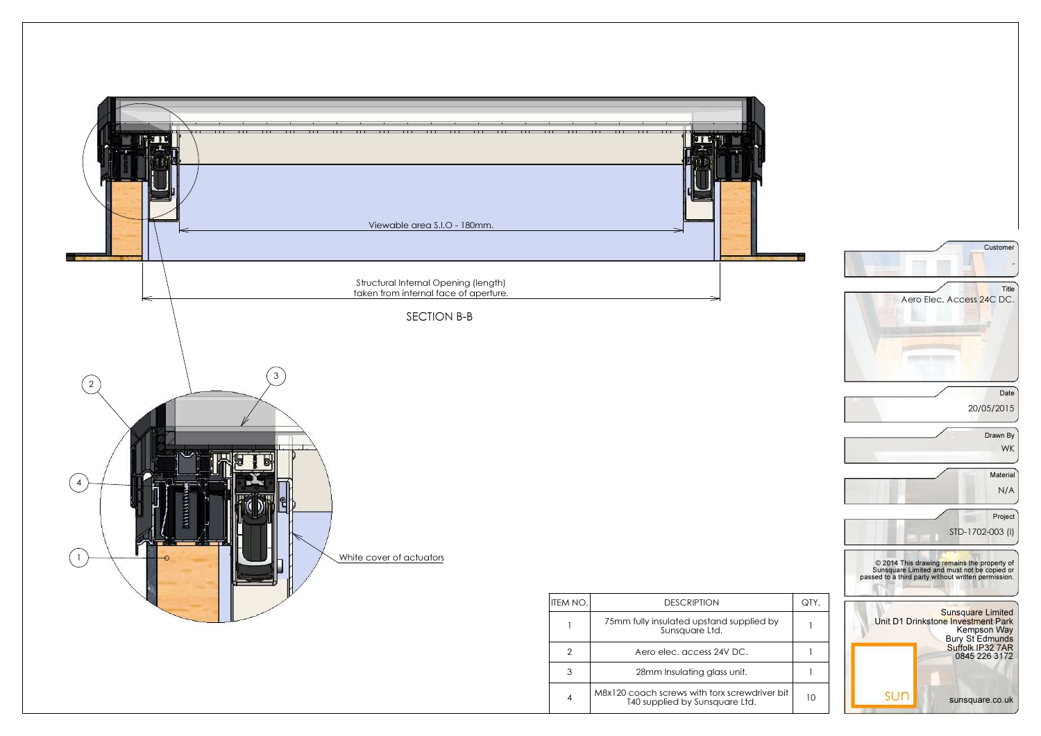Viewable area S.I.O - 180mm.

Structural Internal Opening (length) taken from internal face of aperture.

SECTION B-B

White cover of actuators

| ITEM NO. | DESCRIPTION | QTY. |
|---|---|---|
| 1 | 75mm fully insulated upstand supplied by Sunsquare Ltd. | 1 |
| 2 | Aero elec. access 24V DC. | 1 |
| 3 | 28mm Insulating glass unit. | 1 |
| 4 | M8x120 coach screws with torx screwdriver bit T40 supplied by Sunsquare Ltd. | 10 |

Customer: -

Title: Aero Elec. Access 24C DC.

Date: 20/05/2015

Drawn By: WK

Material: N/A

Project: STD-1702-003 (I)

© 2014 This drawing remains the property of Sunsquare Limited and must not be copied or passed to a third party without written permission.

Sunsquare Limited
Unit D1 Drinkstone Investment Park
Kempson Way
Bury St Edmunds
Suffolk IP32 7AR
0845 226 3172

sun

sunsquare.co.uk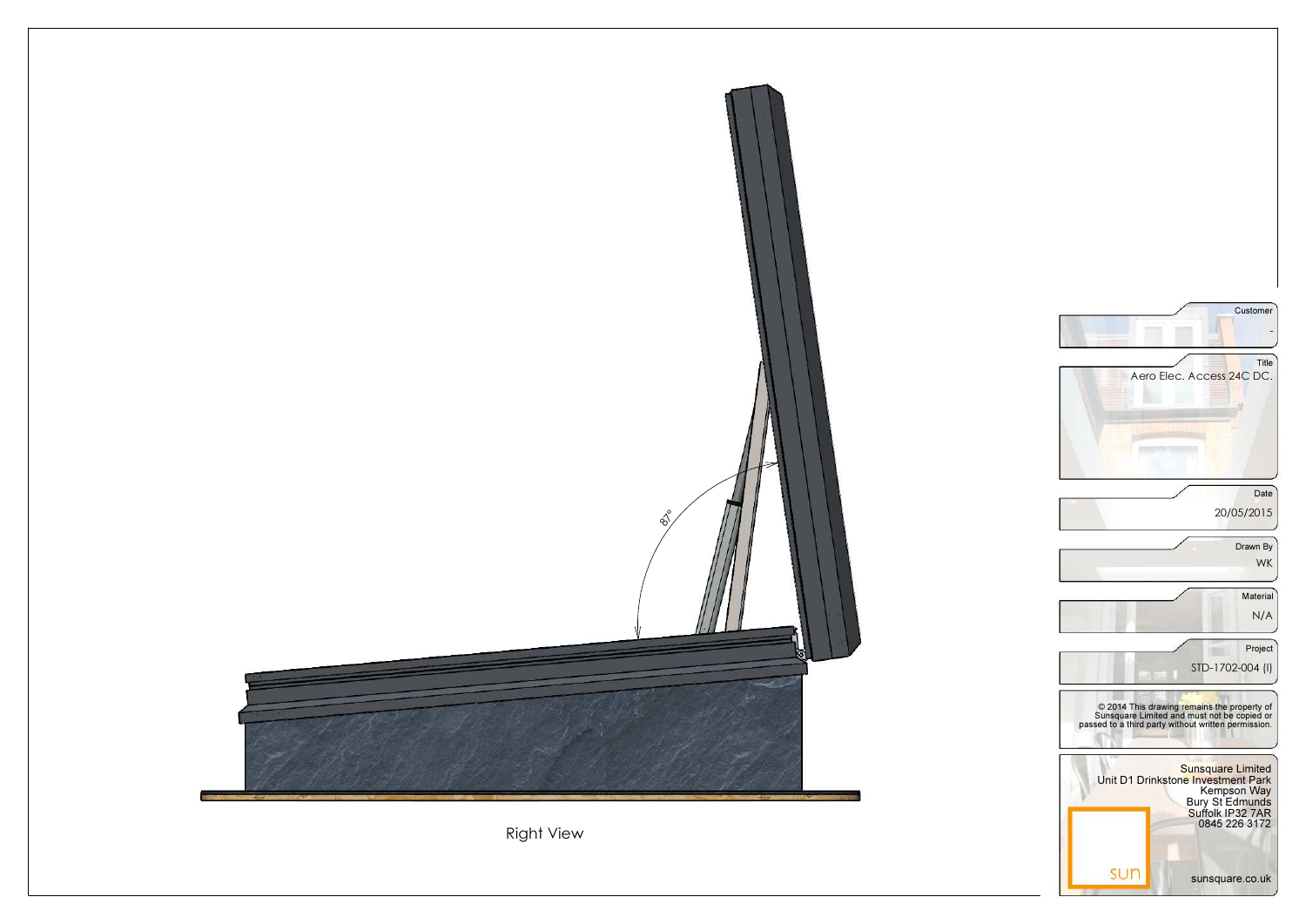87°

Right View

Customer

-

Title

Aero Elec. Access 24C DC.

Date

20/05/2015

Drawn By

WK

Material

N/A

Project

STD-1702-004 (I)

© 2014 This drawing remains the property of Sunsquare Limited and must not be copied or passed to a third party without written permission.

Sunsquare Limited
Unit D1 Drinkstone Investment Park
Kempson Way
Bury St Edmunds
Suffolk IP32 7AR
0845 226 3172

sun

sunsquare.co.uk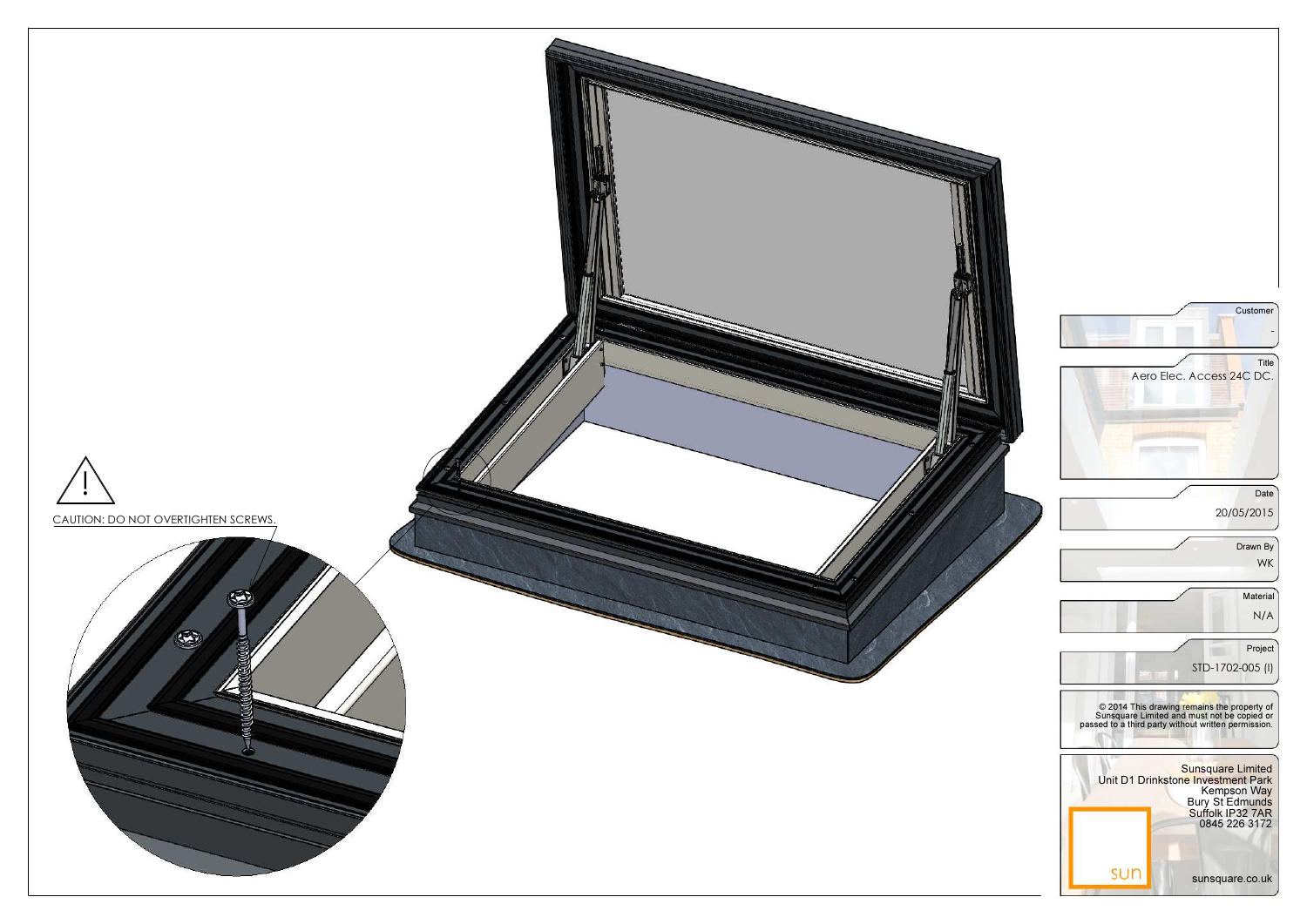CAUTION: DO NOT OVERTIGHTEN SCREWS.

| | |
|---|---|
| Customer | - |
| Title | Aero Elec. Access 24C DC. |
| Date | 20/05/2015 |
| Drawn By | WK |
| Material | N/A |
| Project | STD-1702-005 (I) |

© 2014 This drawing remains the property of Sunsquare Limited and must not be copied or passed to a third party without written permission.

Sunsquare Limited
Unit D1 Drinkstone Investment Park
Kempson Way
Bury St Edmunds
Suffolk IP32 7AR
0845 226 3172

sun

sunsquare.co.uk